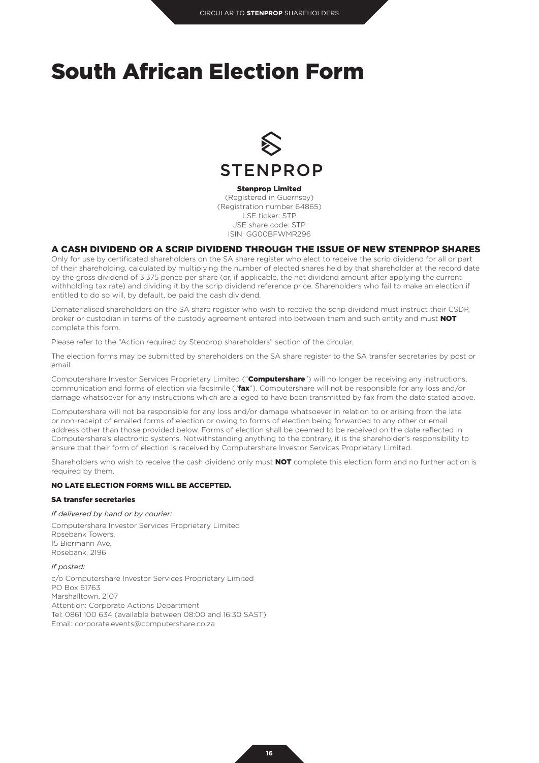# South African Election Form

STENPROP

**Stenprop Limited**
(Registered in Guernsey)
(Registration number 64865)
LSE ticker: STP
JSE share code: STP
ISIN: GG00BFWMR296

## A CASH DIVIDEND OR A SCRIP DIVIDEND THROUGH THE ISSUE OF NEW STENPROP SHARES

Only for use by certificated shareholders on the SA share register who elect to receive the scrip dividend for all or part of their shareholding, calculated by multiplying the number of elected shares held by that shareholder at the record date by the gross dividend of 3.375 pence per share (or, if applicable, the net dividend amount after applying the current withholding tax rate) and dividing it by the scrip dividend reference price. Shareholders who fail to make an election if entitled to do so will, by default, be paid the cash dividend.

Dematerialised shareholders on the SA share register who wish to receive the scrip dividend must instruct their CSDP, broker or custodian in terms of the custody agreement entered into between them and such entity and must **NOT** complete this form.

Please refer to the "Action required by Stenprop shareholders" section of the circular.

The election forms may be submitted by shareholders on the SA share register to the SA transfer secretaries by post or email.

Computershare Investor Services Proprietary Limited ("**Computershare**") will no longer be receiving any instructions, communication and forms of election via facsimile ("**fax**"). Computershare will not be responsible for any loss and/or damage whatsoever for any instructions which are alleged to have been transmitted by fax from the date stated above.

Computershare will not be responsible for any loss and/or damage whatsoever in relation to or arising from the late or non-receipt of emailed forms of election or owing to forms of election being forwarded to any other or email address other than those provided below. Forms of election shall be deemed to be received on the date reflected in Computershare's electronic systems. Notwithstanding anything to the contrary, it is the shareholder's responsibility to ensure that their form of election is received by Computershare Investor Services Proprietary Limited.

Shareholders who wish to receive the cash dividend only must **NOT** complete this election form and no further action is required by them.

**NO LATE ELECTION FORMS WILL BE ACCEPTED.**

**SA transfer secretaries**

*If delivered by hand or by courier:*

Computershare Investor Services Proprietary Limited
Rosebank Towers,
15 Biermann Ave,
Rosebank, 2196

*If posted:*

c/o Computershare Investor Services Proprietary Limited
PO Box 61763
Marshalltown, 2107
Attention: Corporate Actions Department
Tel: 0861 100 634 (available between 08:00 and 16:30 SAST)
Email: corporate.events@computershare.co.za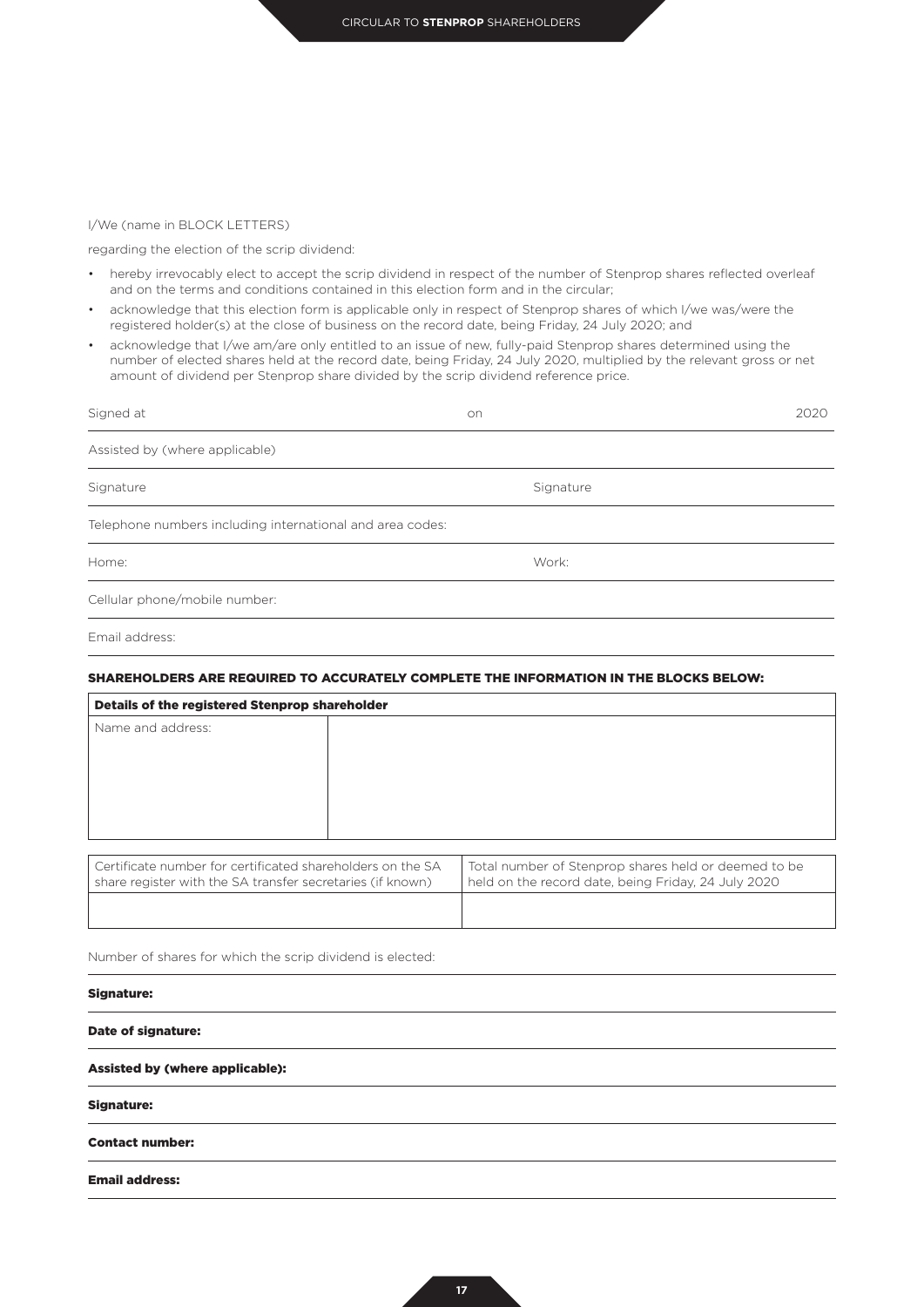I/We (name in BLOCK LETTERS)

regarding the election of the scrip dividend:

- hereby irrevocably elect to accept the scrip dividend in respect of the number of Stenprop shares reflected overleaf and on the terms and conditions contained in this election form and in the circular;
- acknowledge that this election form is applicable only in respect of Stenprop shares of which I/we was/were the registered holder(s) at the close of business on the record date, being Friday, 24 July 2020; and
- acknowledge that I/we am/are only entitled to an issue of new, fully-paid Stenprop shares determined using the number of elected shares held at the record date, being Friday, 24 July 2020, multiplied by the relevant gross or net amount of dividend per Stenprop share divided by the scrip dividend reference price.

Signed at on 2020

Assisted by (where applicable)

Signature Signature

Telephone numbers including international and area codes:

Home: Work:

Cellular phone/mobile number:

Email address:

**SHAREHOLDERS ARE REQUIRED TO ACCURATELY COMPLETE THE INFORMATION IN THE BLOCKS BELOW:**

| **Details of the registered Stenprop shareholder** | |
|---|---|
| Name and address: | |

| Certificate number for certificated shareholders on the SA share register with the SA transfer secretaries (if known) | Total number of Stenprop shares held or deemed to be held on the record date, being Friday, 24 July 2020 |
|---|---|
| | |

Number of shares for which the scrip dividend is elected:

**Signature:**

**Date of signature:**

**Assisted by (where applicable):**

**Signature:**

**Contact number:**

**Email address:**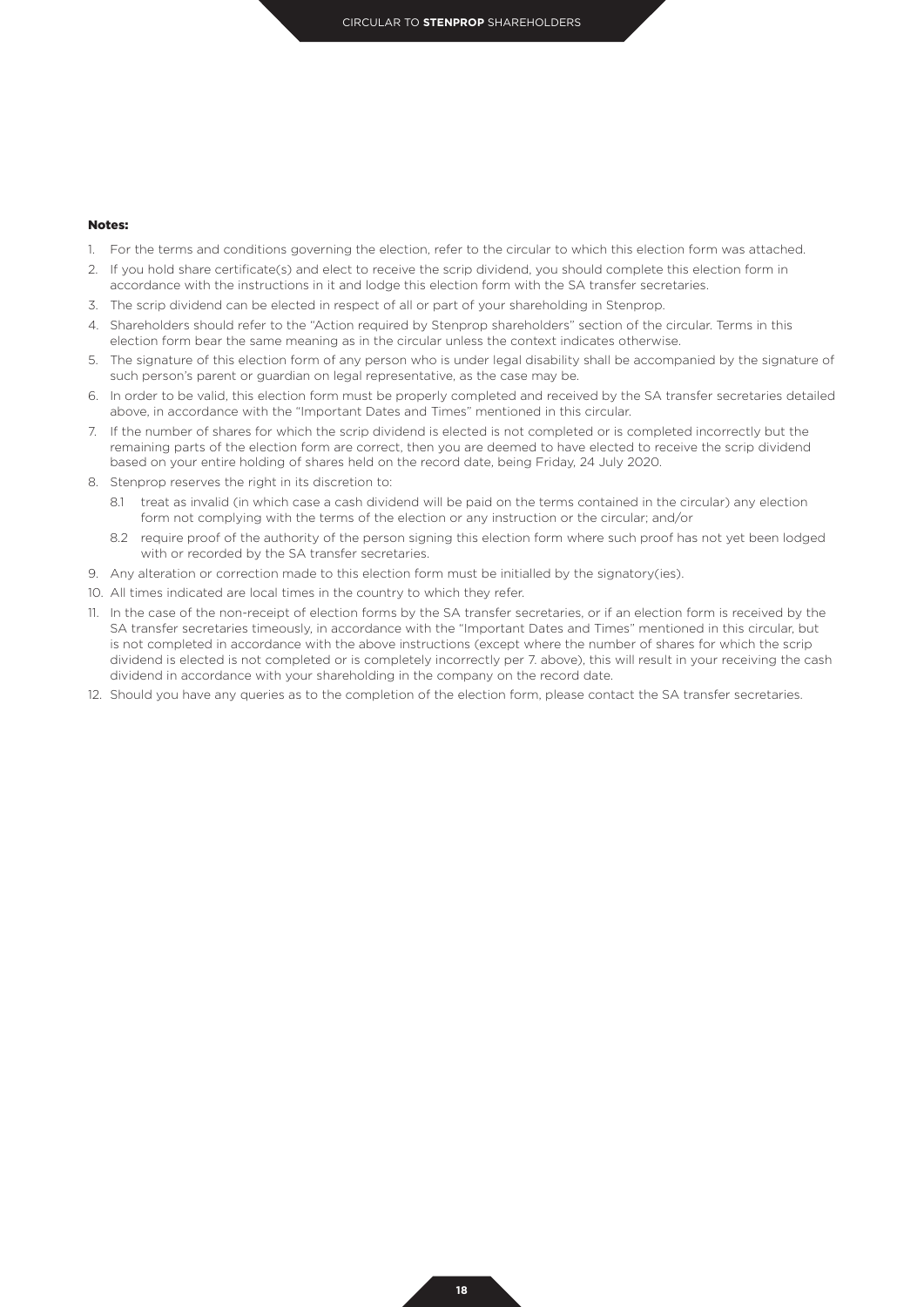**Notes:**

1. For the terms and conditions governing the election, refer to the circular to which this election form was attached.
2. If you hold share certificate(s) and elect to receive the scrip dividend, you should complete this election form in accordance with the instructions in it and lodge this election form with the SA transfer secretaries.
3. The scrip dividend can be elected in respect of all or part of your shareholding in Stenprop.
4. Shareholders should refer to the "Action required by Stenprop shareholders" section of the circular. Terms in this election form bear the same meaning as in the circular unless the context indicates otherwise.
5. The signature of this election form of any person who is under legal disability shall be accompanied by the signature of such person's parent or guardian on legal representative, as the case may be.
6. In order to be valid, this election form must be properly completed and received by the SA transfer secretaries detailed above, in accordance with the "Important Dates and Times" mentioned in this circular.
7. If the number of shares for which the scrip dividend is elected is not completed or is completed incorrectly but the remaining parts of the election form are correct, then you are deemed to have elected to receive the scrip dividend based on your entire holding of shares held on the record date, being Friday, 24 July 2020.
8. Stenprop reserves the right in its discretion to:
   - 8.1 treat as invalid (in which case a cash dividend will be paid on the terms contained in the circular) any election form not complying with the terms of the election or any instruction or the circular; and/or
   - 8.2 require proof of the authority of the person signing this election form where such proof has not yet been lodged with or recorded by the SA transfer secretaries.
9. Any alteration or correction made to this election form must be initialled by the signatory(ies).
10. All times indicated are local times in the country to which they refer.
11. In the case of the non-receipt of election forms by the SA transfer secretaries, or if an election form is received by the SA transfer secretaries timeously, in accordance with the "Important Dates and Times" mentioned in this circular, but is not completed in accordance with the above instructions (except where the number of shares for which the scrip dividend is elected is not completed or is completely incorrectly per 7. above), this will result in your receiving the cash dividend in accordance with your shareholding in the company on the record date.
12. Should you have any queries as to the completion of the election form, please contact the SA transfer secretaries.